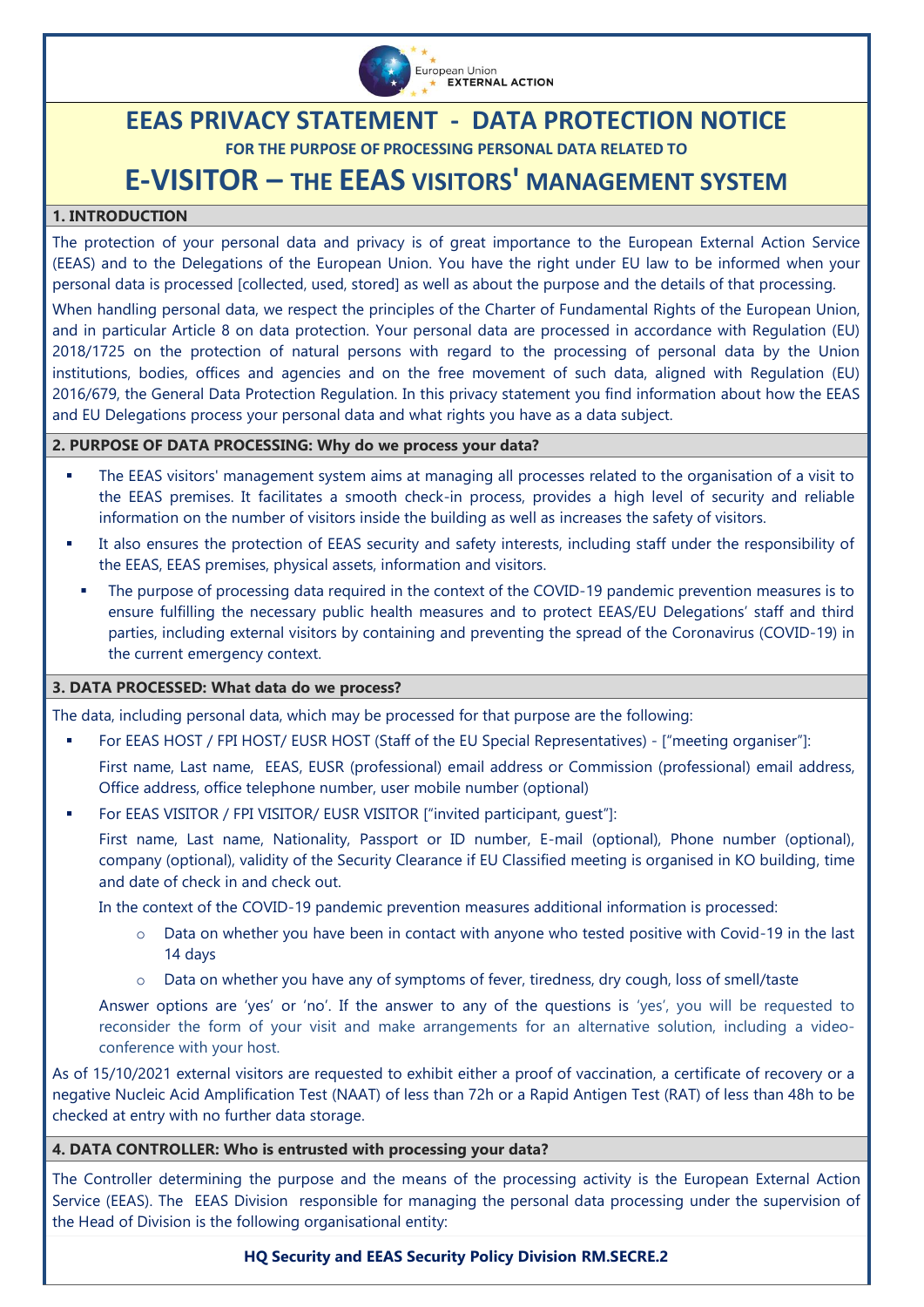# EEAS PRIVACY STATEMENT - DATA PROTECTION NOTICE

**FOR THE PURPOSE OF PROCESSING PERSONAL DATA RELATED TO**

# E-VISITOR – THE EEAS VISITORS' MANAGEMENT SYSTEM

## 1. INTRODUCTION

The protection of your personal data and privacy is of great importance to the European External Action Service (EEAS) and to the Delegations of the European Union. You have the right under EU law to be informed when your personal data is processed [collected, used, stored] as well as about the purpose and the details of that processing.

When handling personal data, we respect the principles of the Charter of Fundamental Rights of the European Union, and in particular Article 8 on data protection. Your personal data are processed in accordance with Regulation (EU) 2018/1725 on the protection of natural persons with regard to the processing of personal data by the Union institutions, bodies, offices and agencies and on the free movement of such data, aligned with Regulation (EU) 2016/679, the General Data Protection Regulation. In this privacy statement you find information about how the EEAS and EU Delegations process your personal data and what rights you have as a data subject.

## 2. PURPOSE OF DATA PROCESSING: Why do we process your data?

- The EEAS visitors' management system aims at managing all processes related to the organisation of a visit to the EEAS premises. It facilitates a smooth check-in process, provides a high level of security and reliable information on the number of visitors inside the building as well as increases the safety of visitors.
- It also ensures the protection of EEAS security and safety interests, including staff under the responsibility of the EEAS, EEAS premises, physical assets, information and visitors.
- The purpose of processing data required in the context of the COVID-19 pandemic prevention measures is to ensure fulfilling the necessary public health measures and to protect EEAS/EU Delegations' staff and third parties, including external visitors by containing and preventing the spread of the Coronavirus (COVID-19) in the current emergency context.

## 3. DATA PROCESSED: What data do we process?

The data, including personal data, which may be processed for that purpose are the following:

- For EEAS HOST / FPI HOST/ EUSR HOST (Staff of the EU Special Representatives) - ["meeting organiser"]:

  First name, Last name, EEAS, EUSR (professional) email address or Commission (professional) email address, Office address, office telephone number, user mobile number (optional)

- For EEAS VISITOR / FPI VISITOR/ EUSR VISITOR ["invited participant, guest"]:

  First name, Last name, Nationality, Passport or ID number, E-mail (optional), Phone number (optional), company (optional), validity of the Security Clearance if EU Classified meeting is organised in KO building, time and date of check in and check out.

  In the context of the COVID-19 pandemic prevention measures additional information is processed:

  - Data on whether you have been in contact with anyone who tested positive with Covid-19 in the last 14 days
  - Data on whether you have any of symptoms of fever, tiredness, dry cough, loss of smell/taste

  Answer options are 'yes' or 'no'. If the answer to any of the questions is 'yes', you will be requested to reconsider the form of your visit and make arrangements for an alternative solution, including a video-conference with your host.

As of 15/10/2021 external visitors are requested to exhibit either a proof of vaccination, a certificate of recovery or a negative Nucleic Acid Amplification Test (NAAT) of less than 72h or a Rapid Antigen Test (RAT) of less than 48h to be checked at entry with no further data storage.

## 4. DATA CONTROLLER: Who is entrusted with processing your data?

The Controller determining the purpose and the means of the processing activity is the European External Action Service (EEAS). The EEAS Division responsible for managing the personal data processing under the supervision of the Head of Division is the following organisational entity:

**HQ Security and EEAS Security Policy Division RM.SECRE.2**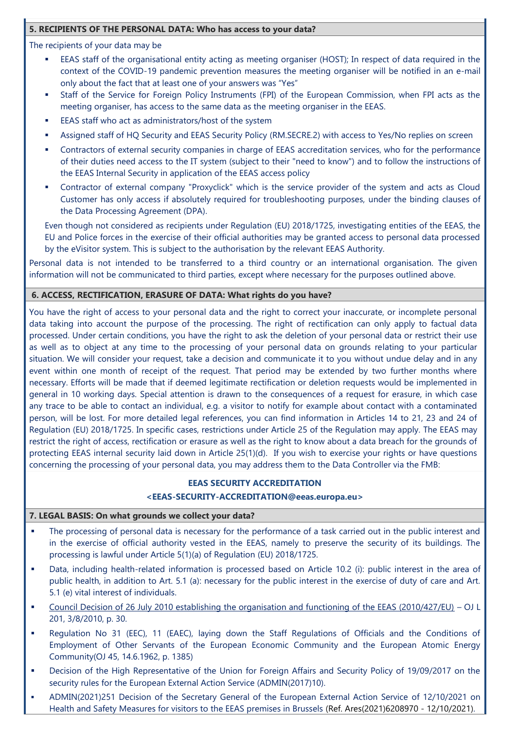## 5. RECIPIENTS OF THE PERSONAL DATA: Who has access to your data?

The recipients of your data may be

- EEAS staff of the organisational entity acting as meeting organiser (HOST); In respect of data required in the context of the COVID-19 pandemic prevention measures the meeting organiser will be notified in an e-mail only about the fact that at least one of your answers was "Yes"
- Staff of the Service for Foreign Policy Instruments (FPI) of the European Commission, when FPI acts as the meeting organiser, has access to the same data as the meeting organiser in the EEAS.
- EEAS staff who act as administrators/host of the system
- Assigned staff of HQ Security and EEAS Security Policy (RM.SECRE.2) with access to Yes/No replies on screen
- Contractors of external security companies in charge of EEAS accreditation services, who for the performance of their duties need access to the IT system (subject to their "need to know") and to follow the instructions of the EEAS Internal Security in application of the EEAS access policy
- Contractor of external company "Proxyclick" which is the service provider of the system and acts as Cloud Customer has only access if absolutely required for troubleshooting purposes, under the binding clauses of the Data Processing Agreement (DPA).

Even though not considered as recipients under Regulation (EU) 2018/1725, investigating entities of the EEAS, the EU and Police forces in the exercise of their official authorities may be granted access to personal data processed by the eVisitor system. This is subject to the authorisation by the relevant EEAS Authority.

Personal data is not intended to be transferred to a third country or an international organisation. The given information will not be communicated to third parties, except where necessary for the purposes outlined above.

## 6. ACCESS, RECTIFICATION, ERASURE OF DATA: What rights do you have?

You have the right of access to your personal data and the right to correct your inaccurate, or incomplete personal data taking into account the purpose of the processing. The right of rectification can only apply to factual data processed. Under certain conditions, you have the right to ask the deletion of your personal data or restrict their use as well as to object at any time to the processing of your personal data on grounds relating to your particular situation. We will consider your request, take a decision and communicate it to you without undue delay and in any event within one month of receipt of the request. That period may be extended by two further months where necessary. Efforts will be made that if deemed legitimate rectification or deletion requests would be implemented in general in 10 working days. Special attention is drawn to the consequences of a request for erasure, in which case any trace to be able to contact an individual, e.g. a visitor to notify for example about contact with a contaminated person, will be lost. For more detailed legal references, you can find information in Articles 14 to 21, 23 and 24 of Regulation (EU) 2018/1725. In specific cases, restrictions under Article 25 of the Regulation may apply. The EEAS may restrict the right of access, rectification or erasure as well as the right to know about a data breach for the grounds of protecting EEAS internal security laid down in Article 25(1)(d). If you wish to exercise your rights or have questions concerning the processing of your personal data, you may address them to the Data Controller via the FMB:

**EEAS SECURITY ACCREDITATION**
**<EEAS-SECURITY-ACCREDITATION@eeas.europa.eu>**

## 7. LEGAL BASIS: On what grounds we collect your data?

- The processing of personal data is necessary for the performance of a task carried out in the public interest and in the exercise of official authority vested in the EEAS, namely to preserve the security of its buildings. The processing is lawful under Article 5(1)(a) of Regulation (EU) 2018/1725.
- Data, including health-related information is processed based on Article 10.2 (i): public interest in the area of public health, in addition to Art. 5.1 (a): necessary for the public interest in the exercise of duty of care and Art. 5.1 (e) vital interest of individuals.
- Council Decision of 26 July 2010 establishing the organisation and functioning of the EEAS (2010/427/EU) – OJ L 201, 3/8/2010, p. 30.
- Regulation No 31 (EEC), 11 (EAEC), laying down the Staff Regulations of Officials and the Conditions of Employment of Other Servants of the European Economic Community and the European Atomic Energy Community(OJ 45, 14.6.1962, p. 1385)
- Decision of the High Representative of the Union for Foreign Affairs and Security Policy of 19/09/2017 on the security rules for the European External Action Service (ADMIN(2017)10).
- ADMIN(2021)251 Decision of the Secretary General of the European External Action Service of 12/10/2021 on Health and Safety Measures for visitors to the EEAS premises in Brussels (Ref. Ares(2021)6208970 - 12/10/2021).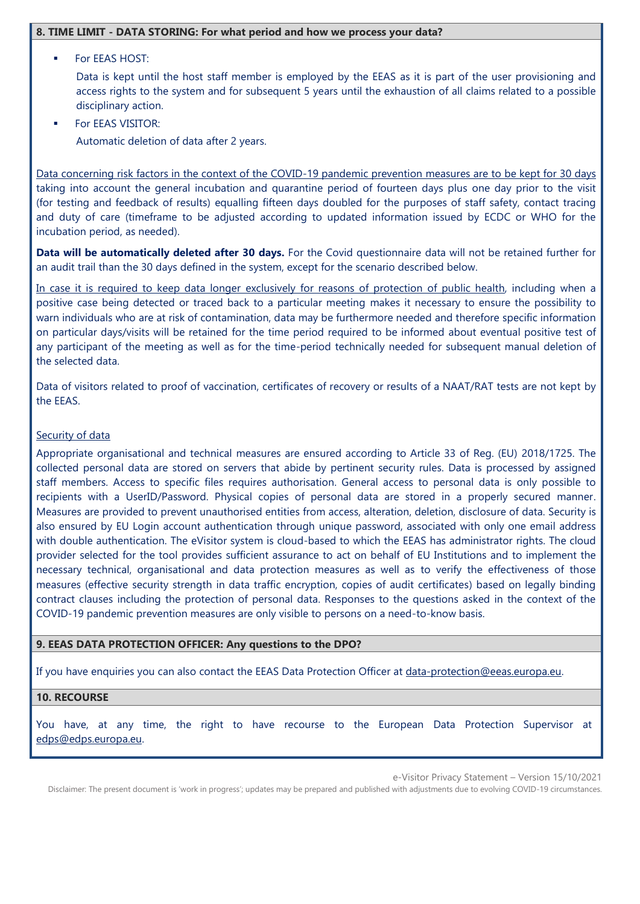## 8. TIME LIMIT - DATA STORING: For what period and how we process your data?

- For EEAS HOST:

  Data is kept until the host staff member is employed by the EEAS as it is part of the user provisioning and access rights to the system and for subsequent 5 years until the exhaustion of all claims related to a possible disciplinary action.

- For EEAS VISITOR:

  Automatic deletion of data after 2 years.

Data concerning risk factors in the context of the COVID-19 pandemic prevention measures are to be kept for 30 days taking into account the general incubation and quarantine period of fourteen days plus one day prior to the visit (for testing and feedback of results) equalling fifteen days doubled for the purposes of staff safety, contact tracing and duty of care (timeframe to be adjusted according to updated information issued by ECDC or WHO for the incubation period, as needed).

**Data will be automatically deleted after 30 days.** For the Covid questionnaire data will not be retained further for an audit trail than the 30 days defined in the system, except for the scenario described below.

In case it is required to keep data longer exclusively for reasons of protection of public health, including when a positive case being detected or traced back to a particular meeting makes it necessary to ensure the possibility to warn individuals who are at risk of contamination, data may be furthermore needed and therefore specific information on particular days/visits will be retained for the time period required to be informed about eventual positive test of any participant of the meeting as well as for the time-period technically needed for subsequent manual deletion of the selected data.

Data of visitors related to proof of vaccination, certificates of recovery or results of a NAAT/RAT tests are not kept by the EEAS.

Security of data

Appropriate organisational and technical measures are ensured according to Article 33 of Reg. (EU) 2018/1725. The collected personal data are stored on servers that abide by pertinent security rules. Data is processed by assigned staff members. Access to specific files requires authorisation. General access to personal data is only possible to recipients with a UserID/Password. Physical copies of personal data are stored in a properly secured manner. Measures are provided to prevent unauthorised entities from access, alteration, deletion, disclosure of data. Security is also ensured by EU Login account authentication through unique password, associated with only one email address with double authentication. The eVisitor system is cloud-based to which the EEAS has administrator rights. The cloud provider selected for the tool provides sufficient assurance to act on behalf of EU Institutions and to implement the necessary technical, organisational and data protection measures as well as to verify the effectiveness of those measures (effective security strength in data traffic encryption, copies of audit certificates) based on legally binding contract clauses including the protection of personal data. Responses to the questions asked in the context of the COVID-19 pandemic prevention measures are only visible to persons on a need-to-know basis.

## 9. EEAS DATA PROTECTION OFFICER: Any questions to the DPO?

If you have enquiries you can also contact the EEAS Data Protection Officer at data-protection@eeas.europa.eu.

## 10. RECOURSE

You have, at any time, the right to have recourse to the European Data Protection Supervisor at edps@edps.europa.eu.

e-Visitor Privacy Statement – Version 15/10/2021

Disclaimer: The present document is 'work in progress'; updates may be prepared and published with adjustments due to evolving COVID-19 circumstances.